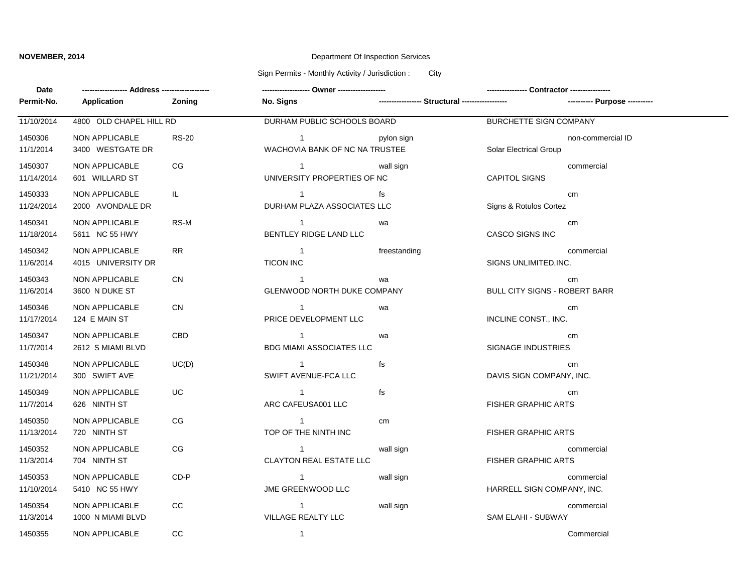**NOVEMBER, 2014**

Department Of Inspection Services

Sign Permits - Monthly Activity / Jurisdiction : City

| Date | ------------------ Address ------------------ | | ------------------ Owner ------------------ | | ---------------- Contractor ---------------- | |
|---|---|---|---|---|---|---|
| **Permit-No.** | **Application** | **Zoning** | **No. Signs** | **---------------- Structural ----------------** | | **---------- Purpose ----------** |
| 11/10/2014 | 4800 OLD CHAPEL HILL RD | | DURHAM PUBLIC SCHOOLS BOARD | | BURCHETTE SIGN COMPANY | |
| 1450306 | NON APPLICABLE | RS-20 | 1 | pylon sign | | non-commercial ID |
| 11/1/2014 | 3400 WESTGATE DR | | WACHOVIA BANK OF NC NA TRUSTEE | | Solar Electrical Group | |
| 1450307 | NON APPLICABLE | CG | 1 | wall sign | | commercial |
| 11/14/2014 | 601 WILLARD ST | | UNIVERSITY PROPERTIES OF NC | | CAPITOL SIGNS | |
| 1450333 | NON APPLICABLE | IL | 1 | fs | | cm |
| 11/24/2014 | 2000 AVONDALE DR | | DURHAM PLAZA ASSOCIATES LLC | | Signs & Rotulos Cortez | |
| 1450341 | NON APPLICABLE | RS-M | 1 | wa | | cm |
| 11/18/2014 | 5611 NC 55 HWY | | BENTLEY RIDGE LAND LLC | | CASCO SIGNS INC | |
| 1450342 | NON APPLICABLE | RR | 1 | freestanding | | commercial |
| 11/6/2014 | 4015 UNIVERSITY DR | | TICON INC | | SIGNS UNLIMITED,INC. | |
| 1450343 | NON APPLICABLE | CN | 1 | wa | | cm |
| 11/6/2014 | 3600 N DUKE ST | | GLENWOOD NORTH DUKE COMPANY | | BULL CITY SIGNS - ROBERT BARR | |
| 1450346 | NON APPLICABLE | CN | 1 | wa | | cm |
| 11/17/2014 | 124 E MAIN ST | | PRICE DEVELOPMENT LLC | | INCLINE CONST., INC. | |
| 1450347 | NON APPLICABLE | CBD | 1 | wa | | cm |
| 11/7/2014 | 2612 S MIAMI BLVD | | BDG MIAMI ASSOCIATES LLC | | SIGNAGE INDUSTRIES | |
| 1450348 | NON APPLICABLE | UC(D) | 1 | fs | | cm |
| 11/21/2014 | 300 SWIFT AVE | | SWIFT AVENUE-FCA LLC | | DAVIS SIGN COMPANY, INC. | |
| 1450349 | NON APPLICABLE | UC | 1 | fs | | cm |
| 11/7/2014 | 626 NINTH ST | | ARC CAFEUSA001 LLC | | FISHER GRAPHIC ARTS | |
| 1450350 | NON APPLICABLE | CG | 1 | cm | | |
| 11/13/2014 | 720 NINTH ST | | TOP OF THE NINTH INC | | FISHER GRAPHIC ARTS | |
| 1450352 | NON APPLICABLE | CG | 1 | wall sign | | commercial |
| 11/3/2014 | 704 NINTH ST | | CLAYTON REAL ESTATE LLC | | FISHER GRAPHIC ARTS | |
| 1450353 | NON APPLICABLE | CD-P | 1 | wall sign | | commercial |
| 11/10/2014 | 5410 NC 55 HWY | | JME GREENWOOD LLC | | HARRELL SIGN COMPANY, INC. | |
| 1450354 | NON APPLICABLE | CC | 1 | wall sign | | commercial |
| 11/3/2014 | 1000 N MIAMI BLVD | | VILLAGE REALTY LLC | | SAM ELAHI - SUBWAY | |
| 1450355 | NON APPLICABLE | CC | 1 | | | Commercial |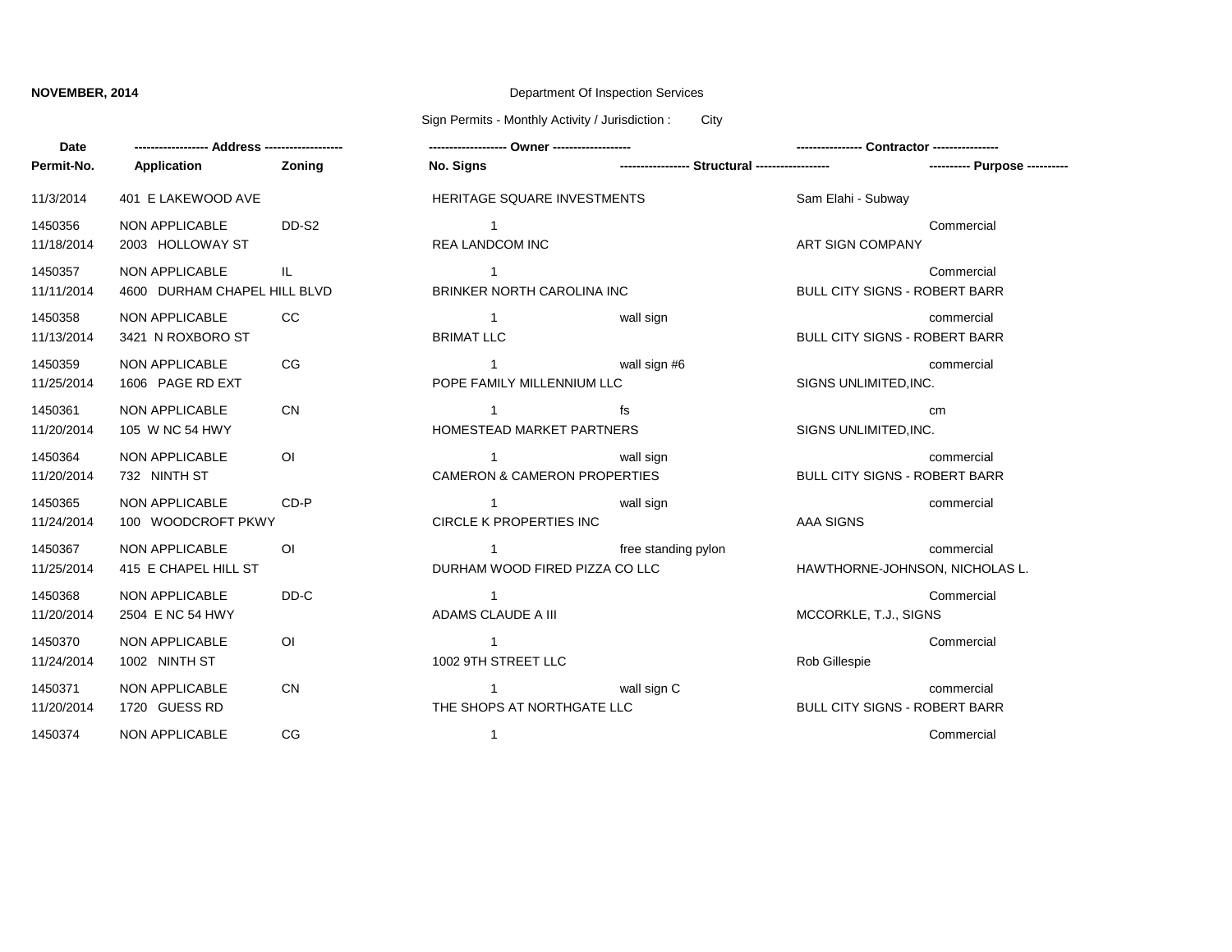**NOVEMBER, 2014**

Department Of Inspection Services

Sign Permits - Monthly Activity / Jurisdiction : City

| Date | Permit-No. | Address | Application | Zoning | Owner | No. Signs | Structural | Contractor | Purpose |
|---|---|---|---|---|---|---|---|---|---|
| 11/3/2014 | 1450356 | 401 E LAKEWOOD AVE | NON APPLICABLE | DD-S2 | HERITAGE SQUARE INVESTMENTS | 1 | | Sam Elahi - Subway | Commercial |
| 11/18/2014 | 1450357 | 2003 HOLLOWAY ST | NON APPLICABLE | IL | REA LANDCOM INC | 1 | | ART SIGN COMPANY | Commercial |
| 11/11/2014 | 1450358 | 4600 DURHAM CHAPEL HILL BLVD | NON APPLICABLE | CC | BRINKER NORTH CAROLINA INC | 1 | wall sign | BULL CITY SIGNS - ROBERT BARR | commercial |
| 11/13/2014 | 1450359 | 3421 N ROXBORO ST | NON APPLICABLE | CG | BRIMAT LLC | 1 | wall sign #6 | BULL CITY SIGNS - ROBERT BARR | commercial |
| 11/25/2014 | 1450361 | 1606 PAGE RD EXT | NON APPLICABLE | CN | POPE FAMILY MILLENNIUM LLC | 1 | fs | SIGNS UNLIMITED,INC. | cm |
| 11/20/2014 | 1450364 | 105 W NC 54 HWY | NON APPLICABLE | OI | HOMESTEAD MARKET PARTNERS | 1 | wall sign | SIGNS UNLIMITED,INC. | commercial |
| 11/20/2014 | 1450365 | 732 NINTH ST | NON APPLICABLE | CD-P | CAMERON & CAMERON PROPERTIES | 1 | wall sign | BULL CITY SIGNS - ROBERT BARR | commercial |
| 11/24/2014 | 1450367 | 100 WOODCROFT PKWY | NON APPLICABLE | OI | CIRCLE K PROPERTIES INC | 1 | free standing pylon | AAA SIGNS | commercial |
| 11/25/2014 | 1450368 | 415 E CHAPEL HILL ST | NON APPLICABLE | DD-C | DURHAM WOOD FIRED PIZZA CO LLC | 1 | | HAWTHORNE-JOHNSON, NICHOLAS L. | Commercial |
| 11/20/2014 | 1450370 | 2504 E NC 54 HWY | NON APPLICABLE | OI | ADAMS CLAUDE A III | 1 | | MCCORKLE, T.J., SIGNS | Commercial |
| 11/24/2014 | 1450371 | 1002 NINTH ST | NON APPLICABLE | CN | 1002 9TH STREET LLC | 1 | wall sign C | Rob Gillespie | commercial |
| 11/20/2014 | 1450374 | 1720 GUESS RD | NON APPLICABLE | CG | THE SHOPS AT NORTHGATE LLC | 1 | | BULL CITY SIGNS - ROBERT BARR | Commercial |